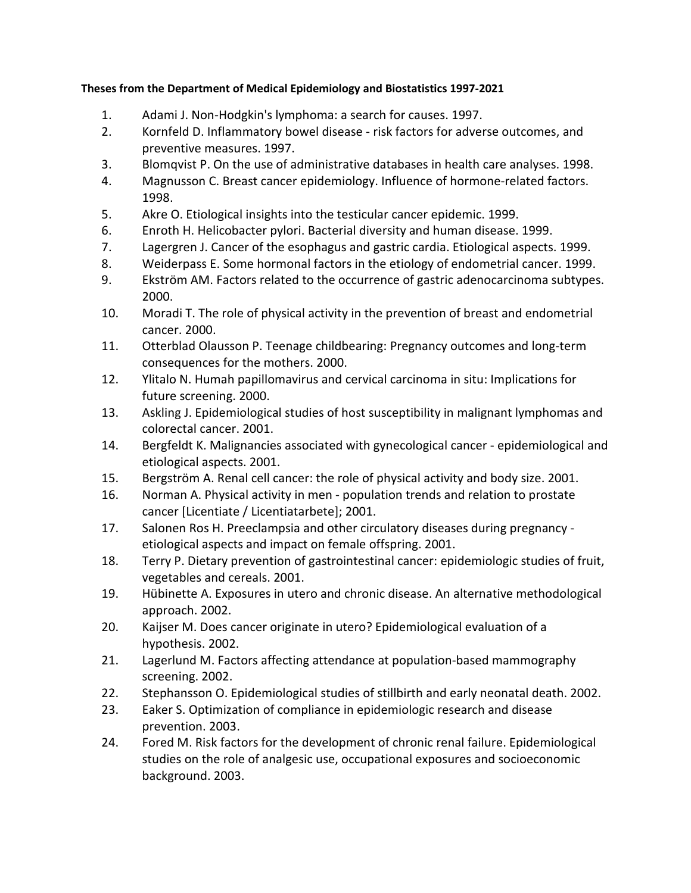**Theses from the Department of Medical Epidemiology and Biostatistics 1997-2021**

1. Adami J. Non-Hodgkin's lymphoma: a search for causes. 1997.
2. Kornfeld D. Inflammatory bowel disease - risk factors for adverse outcomes, and preventive measures. 1997.
3. Blomqvist P. On the use of administrative databases in health care analyses. 1998.
4. Magnusson C. Breast cancer epidemiology. Influence of hormone-related factors. 1998.
5. Akre O. Etiological insights into the testicular cancer epidemic. 1999.
6. Enroth H. Helicobacter pylori. Bacterial diversity and human disease. 1999.
7. Lagergren J. Cancer of the esophagus and gastric cardia. Etiological aspects. 1999.
8. Weiderpass E. Some hormonal factors in the etiology of endometrial cancer. 1999.
9. Ekström AM. Factors related to the occurrence of gastric adenocarcinoma subtypes. 2000.
10. Moradi T. The role of physical activity in the prevention of breast and endometrial cancer. 2000.
11. Otterblad Olausson P. Teenage childbearing: Pregnancy outcomes and long-term consequences for the mothers. 2000.
12. Ylitalo N. Humah papillomavirus and cervical carcinoma in situ: Implications for future screening. 2000.
13. Askling J. Epidemiological studies of host susceptibility in malignant lymphomas and colorectal cancer. 2001.
14. Bergfeldt K. Malignancies associated with gynecological cancer - epidemiological and etiological aspects. 2001.
15. Bergström A. Renal cell cancer: the role of physical activity and body size. 2001.
16. Norman A. Physical activity in men - population trends and relation to prostate cancer [Licentiate / Licentiatarbete]; 2001.
17. Salonen Ros H. Preeclampsia and other circulatory diseases during pregnancy - etiological aspects and impact on female offspring. 2001.
18. Terry P. Dietary prevention of gastrointestinal cancer: epidemiologic studies of fruit, vegetables and cereals. 2001.
19. Hübinette A. Exposures in utero and chronic disease. An alternative methodological approach. 2002.
20. Kaijser M. Does cancer originate in utero? Epidemiological evaluation of a hypothesis. 2002.
21. Lagerlund M. Factors affecting attendance at population-based mammography screening. 2002.
22. Stephansson O. Epidemiological studies of stillbirth and early neonatal death. 2002.
23. Eaker S. Optimization of compliance in epidemiologic research and disease prevention. 2003.
24. Fored M. Risk factors for the development of chronic renal failure. Epidemiological studies on the role of analgesic use, occupational exposures and socioeconomic background. 2003.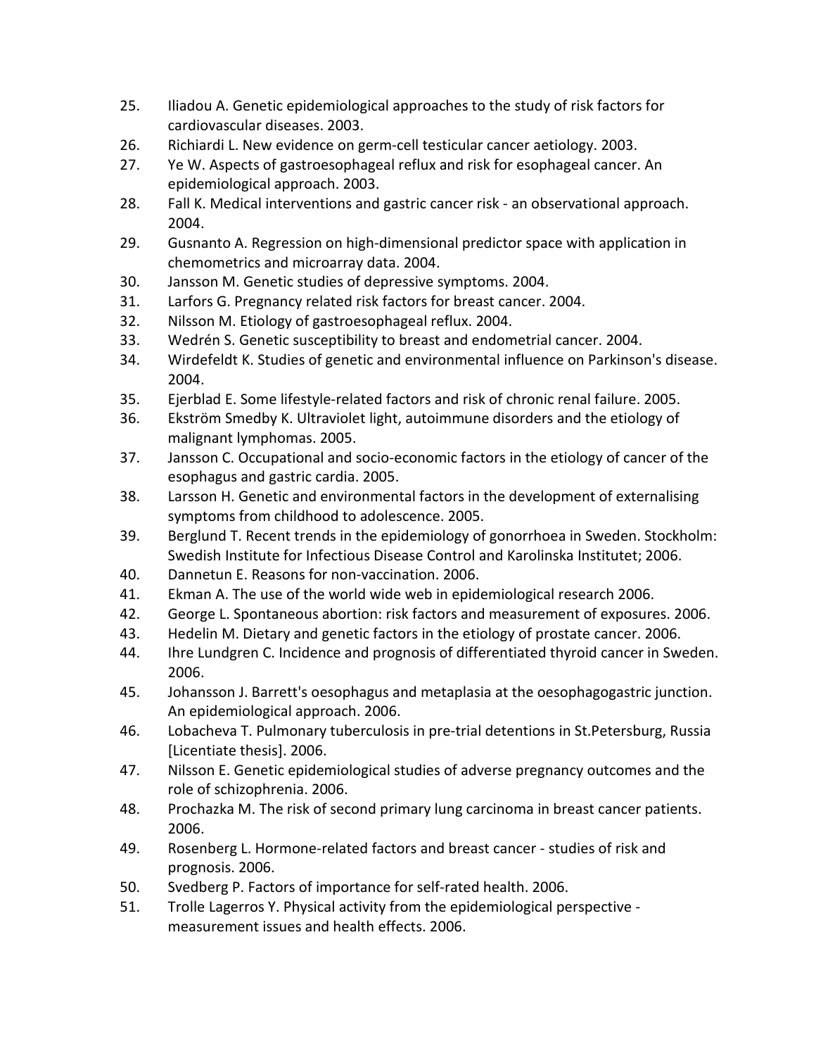25. Iliadou A. Genetic epidemiological approaches to the study of risk factors for cardiovascular diseases. 2003.
26. Richiardi L. New evidence on germ-cell testicular cancer aetiology. 2003.
27. Ye W. Aspects of gastroesophageal reflux and risk for esophageal cancer. An epidemiological approach. 2003.
28. Fall K. Medical interventions and gastric cancer risk - an observational approach. 2004.
29. Gusnanto A. Regression on high-dimensional predictor space with application in chemometrics and microarray data. 2004.
30. Jansson M. Genetic studies of depressive symptoms. 2004.
31. Larfors G. Pregnancy related risk factors for breast cancer. 2004.
32. Nilsson M. Etiology of gastroesophageal reflux. 2004.
33. Wedrén S. Genetic susceptibility to breast and endometrial cancer. 2004.
34. Wirdefeldt K. Studies of genetic and environmental influence on Parkinson's disease. 2004.
35. Ejerblad E. Some lifestyle-related factors and risk of chronic renal failure. 2005.
36. Ekström Smedby K. Ultraviolet light, autoimmune disorders and the etiology of malignant lymphomas. 2005.
37. Jansson C. Occupational and socio-economic factors in the etiology of cancer of the esophagus and gastric cardia. 2005.
38. Larsson H. Genetic and environmental factors in the development of externalising symptoms from childhood to adolescence. 2005.
39. Berglund T. Recent trends in the epidemiology of gonorrhoea in Sweden. Stockholm: Swedish Institute for Infectious Disease Control and Karolinska Institutet; 2006.
40. Dannetun E. Reasons for non-vaccination. 2006.
41. Ekman A. The use of the world wide web in epidemiological research 2006.
42. George L. Spontaneous abortion: risk factors and measurement of exposures. 2006.
43. Hedelin M. Dietary and genetic factors in the etiology of prostate cancer. 2006.
44. Ihre Lundgren C. Incidence and prognosis of differentiated thyroid cancer in Sweden. 2006.
45. Johansson J. Barrett's oesophagus and metaplasia at the oesophagogastric junction. An epidemiological approach. 2006.
46. Lobacheva T. Pulmonary tuberculosis in pre-trial detentions in St.Petersburg, Russia [Licentiate thesis]. 2006.
47. Nilsson E. Genetic epidemiological studies of adverse pregnancy outcomes and the role of schizophrenia. 2006.
48. Prochazka M. The risk of second primary lung carcinoma in breast cancer patients. 2006.
49. Rosenberg L. Hormone-related factors and breast cancer - studies of risk and prognosis. 2006.
50. Svedberg P. Factors of importance for self-rated health. 2006.
51. Trolle Lagerros Y. Physical activity from the epidemiological perspective - measurement issues and health effects. 2006.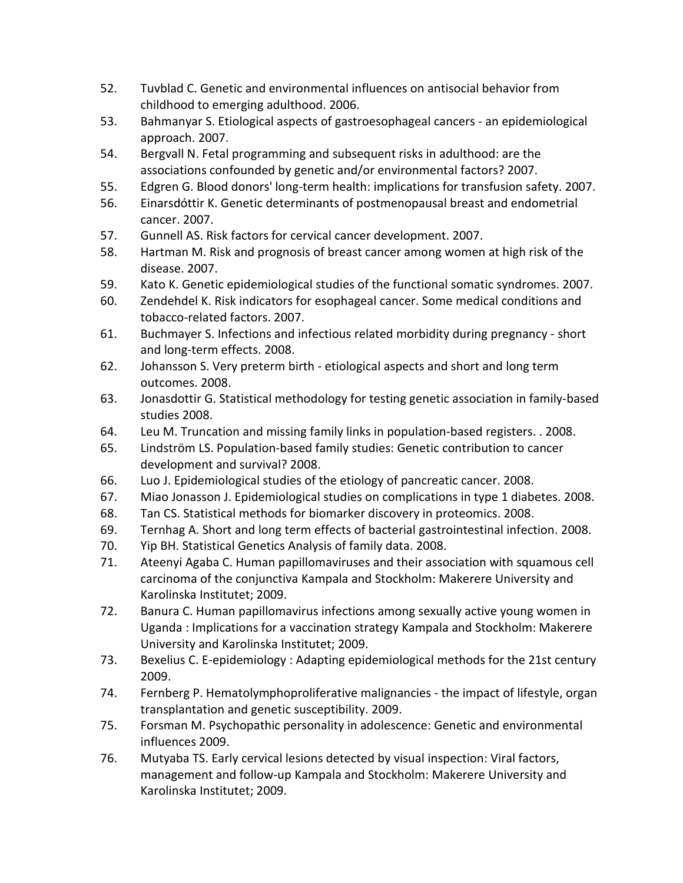52. Tuvblad C. Genetic and environmental influences on antisocial behavior from childhood to emerging adulthood. 2006.
53. Bahmanyar S. Etiological aspects of gastroesophageal cancers - an epidemiological approach. 2007.
54. Bergvall N. Fetal programming and subsequent risks in adulthood: are the associations confounded by genetic and/or environmental factors? 2007.
55. Edgren G. Blood donors' long-term health: implications for transfusion safety. 2007.
56. Einarsdóttir K. Genetic determinants of postmenopausal breast and endometrial cancer. 2007.
57. Gunnell AS. Risk factors for cervical cancer development. 2007.
58. Hartman M. Risk and prognosis of breast cancer among women at high risk of the disease. 2007.
59. Kato K. Genetic epidemiological studies of the functional somatic syndromes. 2007.
60. Zendehdel K. Risk indicators for esophageal cancer. Some medical conditions and tobacco-related factors. 2007.
61. Buchmayer S. Infections and infectious related morbidity during pregnancy - short and long-term effects. 2008.
62. Johansson S. Very preterm birth - etiological aspects and short and long term outcomes. 2008.
63. Jonasdottir G. Statistical methodology for testing genetic association in family-based studies 2008.
64. Leu M. Truncation and missing family links in population-based registers. . 2008.
65. Lindström LS. Population-based family studies: Genetic contribution to cancer development and survival? 2008.
66. Luo J. Epidemiological studies of the etiology of pancreatic cancer. 2008.
67. Miao Jonasson J. Epidemiological studies on complications in type 1 diabetes. 2008.
68. Tan CS. Statistical methods for biomarker discovery in proteomics. 2008.
69. Ternhag A. Short and long term effects of bacterial gastrointestinal infection. 2008.
70. Yip BH. Statistical Genetics Analysis of family data. 2008.
71. Ateenyi Agaba C. Human papillomaviruses and their association with squamous cell carcinoma of the conjunctiva Kampala and Stockholm: Makerere University and Karolinska Institutet; 2009.
72. Banura C. Human papillomavirus infections among sexually active young women in Uganda : Implications for a vaccination strategy Kampala and Stockholm: Makerere University and Karolinska Institutet; 2009.
73. Bexelius C. E-epidemiology : Adapting epidemiological methods for the 21st century 2009.
74. Fernberg P. Hematolymphoproliferative malignancies - the impact of lifestyle, organ transplantation and genetic susceptibility. 2009.
75. Forsman M. Psychopathic personality in adolescence: Genetic and environmental influences 2009.
76. Mutyaba TS. Early cervical lesions detected by visual inspection: Viral factors, management and follow-up Kampala and Stockholm: Makerere University and Karolinska Institutet; 2009.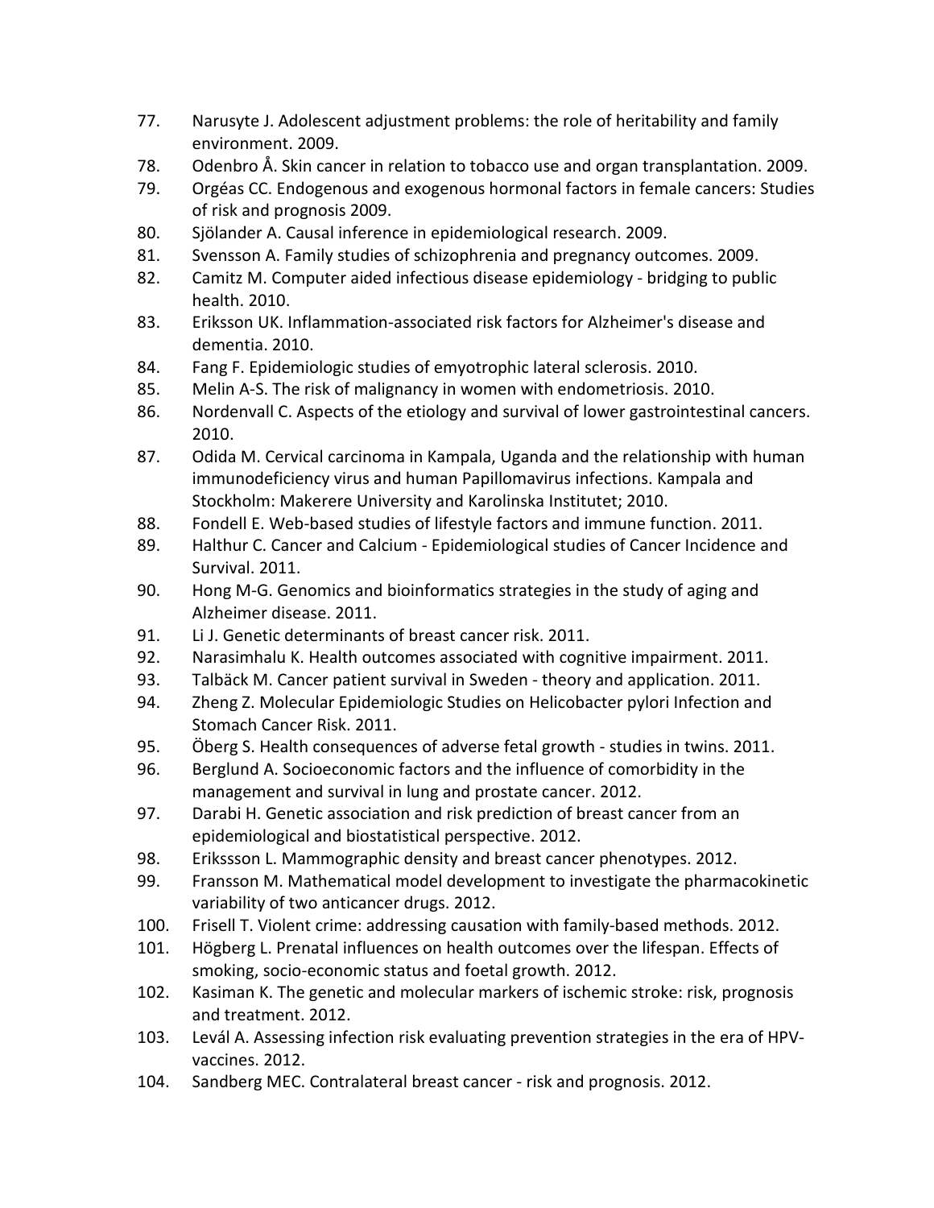77. Narusyte J. Adolescent adjustment problems: the role of heritability and family environment. 2009.
78. Odenbro Å. Skin cancer in relation to tobacco use and organ transplantation. 2009.
79. Orgéas CC. Endogenous and exogenous hormonal factors in female cancers: Studies of risk and prognosis 2009.
80. Sjölander A. Causal inference in epidemiological research. 2009.
81. Svensson A. Family studies of schizophrenia and pregnancy outcomes. 2009.
82. Camitz M. Computer aided infectious disease epidemiology - bridging to public health. 2010.
83. Eriksson UK. Inflammation-associated risk factors for Alzheimer's disease and dementia. 2010.
84. Fang F. Epidemiologic studies of emyotrophic lateral sclerosis. 2010.
85. Melin A-S. The risk of malignancy in women with endometriosis. 2010.
86. Nordenvall C. Aspects of the etiology and survival of lower gastrointestinal cancers. 2010.
87. Odida M. Cervical carcinoma in Kampala, Uganda and the relationship with human immunodeficiency virus and human Papillomavirus infections. Kampala and Stockholm: Makerere University and Karolinska Institutet; 2010.
88. Fondell E. Web-based studies of lifestyle factors and immune function. 2011.
89. Halthur C. Cancer and Calcium - Epidemiological studies of Cancer Incidence and Survival. 2011.
90. Hong M-G. Genomics and bioinformatics strategies in the study of aging and Alzheimer disease. 2011.
91. Li J. Genetic determinants of breast cancer risk. 2011.
92. Narasimhalu K. Health outcomes associated with cognitive impairment. 2011.
93. Talbäck M. Cancer patient survival in Sweden - theory and application. 2011.
94. Zheng Z. Molecular Epidemiologic Studies on Helicobacter pylori Infection and Stomach Cancer Risk. 2011.
95. Öberg S. Health consequences of adverse fetal growth - studies in twins. 2011.
96. Berglund A. Socioeconomic factors and the influence of comorbidity in the management and survival in lung and prostate cancer. 2012.
97. Darabi H. Genetic association and risk prediction of breast cancer from an epidemiological and biostatistical perspective. 2012.
98. Erikssson L. Mammographic density and breast cancer phenotypes. 2012.
99. Fransson M. Mathematical model development to investigate the pharmacokinetic variability of two anticancer drugs. 2012.
100. Frisell T. Violent crime: addressing causation with family-based methods. 2012.
101. Högberg L. Prenatal influences on health outcomes over the lifespan. Effects of smoking, socio-economic status and foetal growth. 2012.
102. Kasiman K. The genetic and molecular markers of ischemic stroke: risk, prognosis and treatment. 2012.
103. Levál A. Assessing infection risk evaluating prevention strategies in the era of HPV-vaccines. 2012.
104. Sandberg MEC. Contralateral breast cancer - risk and prognosis. 2012.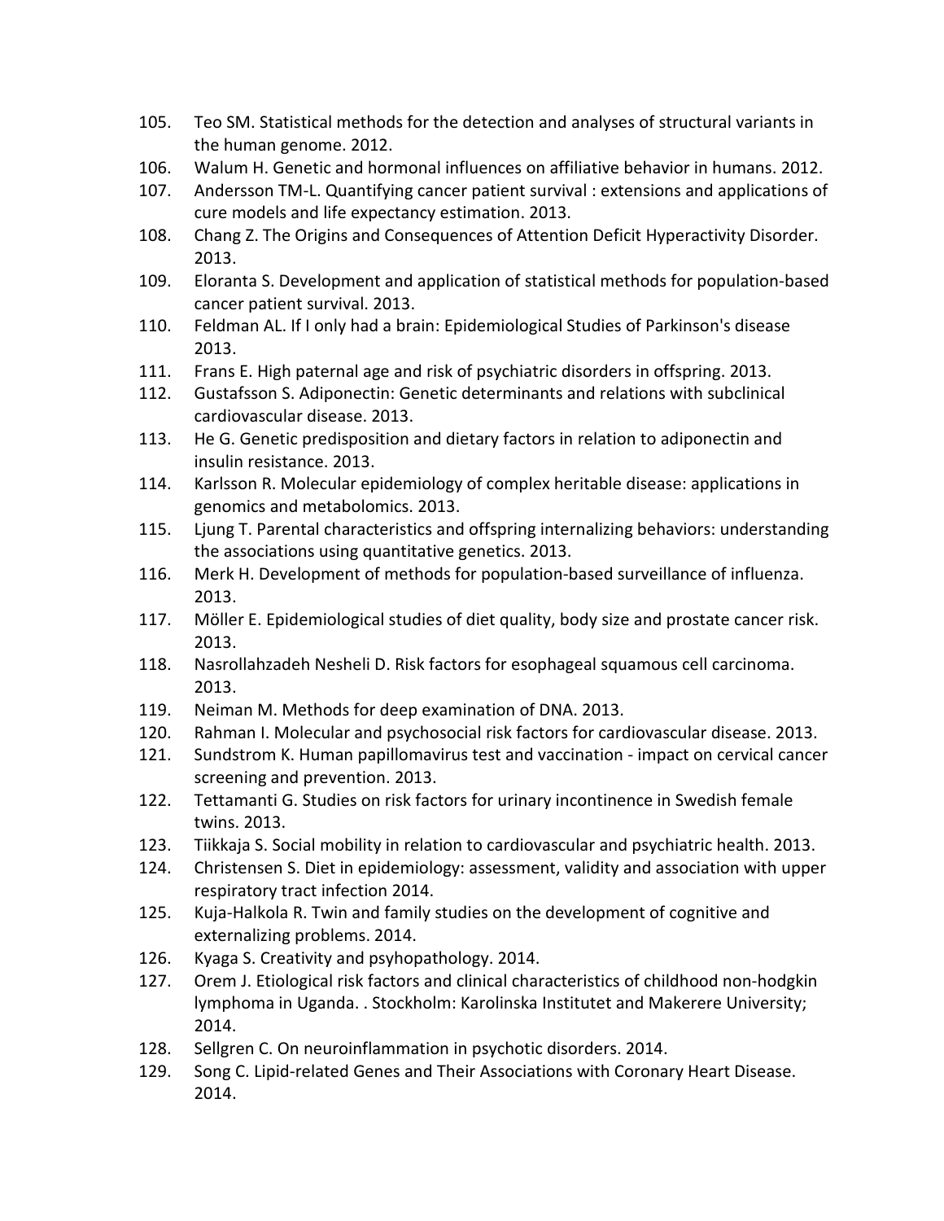105. Teo SM. Statistical methods for the detection and analyses of structural variants in the human genome. 2012.
106. Walum H. Genetic and hormonal influences on affiliative behavior in humans. 2012.
107. Andersson TM-L. Quantifying cancer patient survival : extensions and applications of cure models and life expectancy estimation. 2013.
108. Chang Z. The Origins and Consequences of Attention Deficit Hyperactivity Disorder. 2013.
109. Eloranta S. Development and application of statistical methods for population-based cancer patient survival. 2013.
110. Feldman AL. If I only had a brain: Epidemiological Studies of Parkinson's disease 2013.
111. Frans E. High paternal age and risk of psychiatric disorders in offspring. 2013.
112. Gustafsson S. Adiponectin: Genetic determinants and relations with subclinical cardiovascular disease. 2013.
113. He G. Genetic predisposition and dietary factors in relation to adiponectin and insulin resistance. 2013.
114. Karlsson R. Molecular epidemiology of complex heritable disease: applications in genomics and metabolomics. 2013.
115. Ljung T. Parental characteristics and offspring internalizing behaviors: understanding the associations using quantitative genetics. 2013.
116. Merk H. Development of methods for population-based surveillance of influenza. 2013.
117. Möller E. Epidemiological studies of diet quality, body size and prostate cancer risk. 2013.
118. Nasrollahzadeh Nesheli D. Risk factors for esophageal squamous cell carcinoma. 2013.
119. Neiman M. Methods for deep examination of DNA. 2013.
120. Rahman I. Molecular and psychosocial risk factors for cardiovascular disease. 2013.
121. Sundstrom K. Human papillomavirus test and vaccination - impact on cervical cancer screening and prevention. 2013.
122. Tettamanti G. Studies on risk factors for urinary incontinence in Swedish female twins. 2013.
123. Tiikkaja S. Social mobility in relation to cardiovascular and psychiatric health. 2013.
124. Christensen S. Diet in epidemiology: assessment, validity and association with upper respiratory tract infection 2014.
125. Kuja-Halkola R. Twin and family studies on the development of cognitive and externalizing problems. 2014.
126. Kyaga S. Creativity and psyhopathology. 2014.
127. Orem J. Etiological risk factors and clinical characteristics of childhood non-hodgkin lymphoma in Uganda. . Stockholm: Karolinska Institutet and Makerere University; 2014.
128. Sellgren C. On neuroinflammation in psychotic disorders. 2014.
129. Song C. Lipid-related Genes and Their Associations with Coronary Heart Disease. 2014.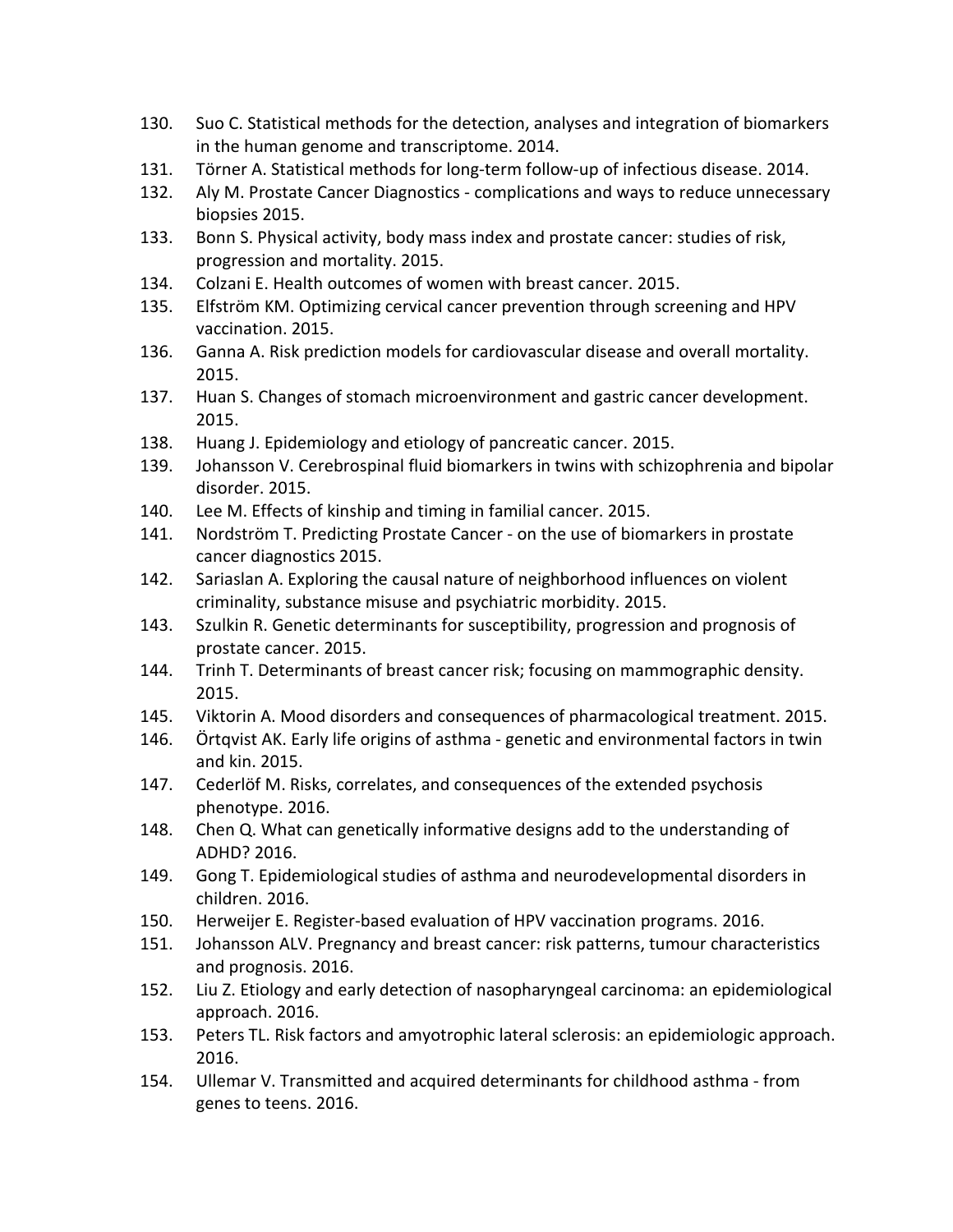130. Suo C. Statistical methods for the detection, analyses and integration of biomarkers in the human genome and transcriptome. 2014.
131. Törner A. Statistical methods for long-term follow-up of infectious disease. 2014.
132. Aly M. Prostate Cancer Diagnostics - complications and ways to reduce unnecessary biopsies 2015.
133. Bonn S. Physical activity, body mass index and prostate cancer: studies of risk, progression and mortality. 2015.
134. Colzani E. Health outcomes of women with breast cancer. 2015.
135. Elfström KM. Optimizing cervical cancer prevention through screening and HPV vaccination. 2015.
136. Ganna A. Risk prediction models for cardiovascular disease and overall mortality. 2015.
137. Huan S. Changes of stomach microenvironment and gastric cancer development. 2015.
138. Huang J. Epidemiology and etiology of pancreatic cancer. 2015.
139. Johansson V. Cerebrospinal fluid biomarkers in twins with schizophrenia and bipolar disorder. 2015.
140. Lee M. Effects of kinship and timing in familial cancer. 2015.
141. Nordström T. Predicting Prostate Cancer - on the use of biomarkers in prostate cancer diagnostics 2015.
142. Sariaslan A. Exploring the causal nature of neighborhood influences on violent criminality, substance misuse and psychiatric morbidity. 2015.
143. Szulkin R. Genetic determinants for susceptibility, progression and prognosis of prostate cancer. 2015.
144. Trinh T. Determinants of breast cancer risk; focusing on mammographic density. 2015.
145. Viktorin A. Mood disorders and consequences of pharmacological treatment. 2015.
146. Örtqvist AK. Early life origins of asthma - genetic and environmental factors in twin and kin. 2015.
147. Cederlöf M. Risks, correlates, and consequences of the extended psychosis phenotype. 2016.
148. Chen Q. What can genetically informative designs add to the understanding of ADHD? 2016.
149. Gong T. Epidemiological studies of asthma and neurodevelopmental disorders in children. 2016.
150. Herweijer E. Register-based evaluation of HPV vaccination programs. 2016.
151. Johansson ALV. Pregnancy and breast cancer: risk patterns, tumour characteristics and prognosis. 2016.
152. Liu Z. Etiology and early detection of nasopharyngeal carcinoma: an epidemiological approach. 2016.
153. Peters TL. Risk factors and amyotrophic lateral sclerosis: an epidemiologic approach. 2016.
154. Ullemar V. Transmitted and acquired determinants for childhood asthma - from genes to teens. 2016.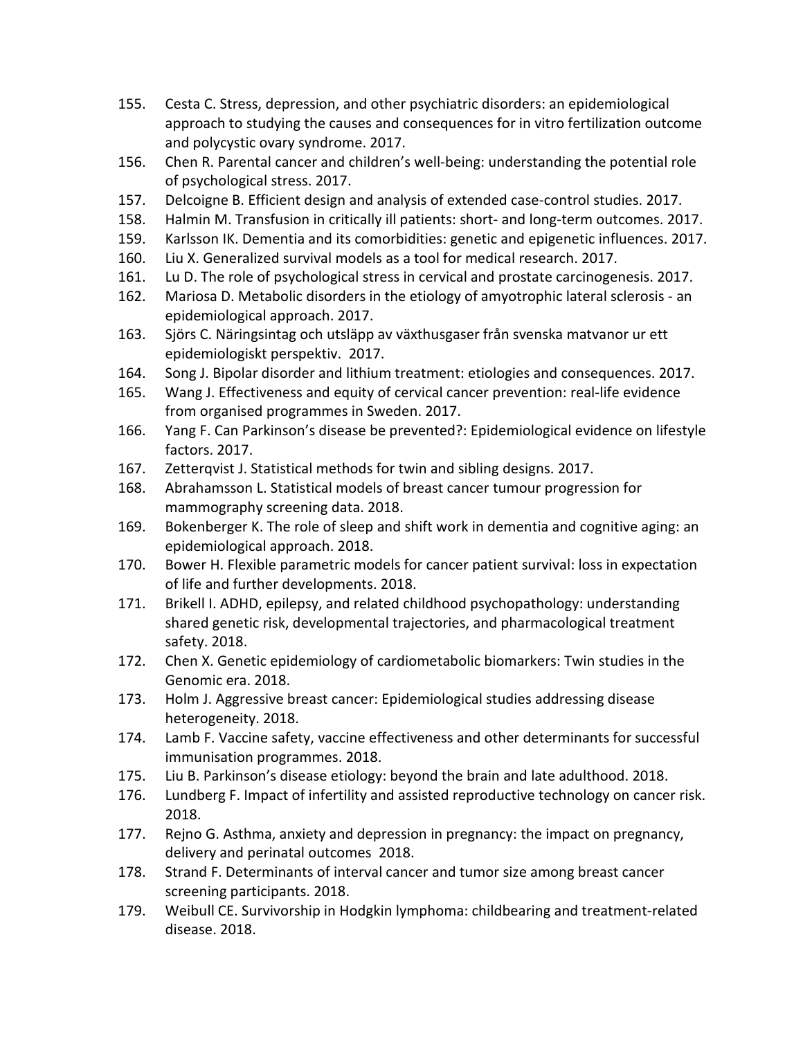155. Cesta C. Stress, depression, and other psychiatric disorders: an epidemiological approach to studying the causes and consequences for in vitro fertilization outcome and polycystic ovary syndrome. 2017.
156. Chen R. Parental cancer and children's well-being: understanding the potential role of psychological stress. 2017.
157. Delcoigne B. Efficient design and analysis of extended case-control studies. 2017.
158. Halmin M. Transfusion in critically ill patients: short- and long-term outcomes. 2017.
159. Karlsson IK. Dementia and its comorbidities: genetic and epigenetic influences. 2017.
160. Liu X. Generalized survival models as a tool for medical research. 2017.
161. Lu D. The role of psychological stress in cervical and prostate carcinogenesis. 2017.
162. Mariosa D. Metabolic disorders in the etiology of amyotrophic lateral sclerosis - an epidemiological approach. 2017.
163. Sjörs C. Näringsintag och utsläpp av växthusgaser från svenska matvanor ur ett epidemiologiskt perspektiv. 2017.
164. Song J. Bipolar disorder and lithium treatment: etiologies and consequences. 2017.
165. Wang J. Effectiveness and equity of cervical cancer prevention: real-life evidence from organised programmes in Sweden. 2017.
166. Yang F. Can Parkinson's disease be prevented?: Epidemiological evidence on lifestyle factors. 2017.
167. Zetterqvist J. Statistical methods for twin and sibling designs. 2017.
168. Abrahamsson L. Statistical models of breast cancer tumour progression for mammography screening data. 2018.
169. Bokenberger K. The role of sleep and shift work in dementia and cognitive aging: an epidemiological approach. 2018.
170. Bower H. Flexible parametric models for cancer patient survival: loss in expectation of life and further developments. 2018.
171. Brikell I. ADHD, epilepsy, and related childhood psychopathology: understanding shared genetic risk, developmental trajectories, and pharmacological treatment safety. 2018.
172. Chen X. Genetic epidemiology of cardiometabolic biomarkers: Twin studies in the Genomic era. 2018.
173. Holm J. Aggressive breast cancer: Epidemiological studies addressing disease heterogeneity. 2018.
174. Lamb F. Vaccine safety, vaccine effectiveness and other determinants for successful immunisation programmes. 2018.
175. Liu B. Parkinson's disease etiology: beyond the brain and late adulthood. 2018.
176. Lundberg F. Impact of infertility and assisted reproductive technology on cancer risk. 2018.
177. Rejno G. Asthma, anxiety and depression in pregnancy: the impact on pregnancy, delivery and perinatal outcomes 2018.
178. Strand F. Determinants of interval cancer and tumor size among breast cancer screening participants. 2018.
179. Weibull CE. Survivorship in Hodgkin lymphoma: childbearing and treatment-related disease. 2018.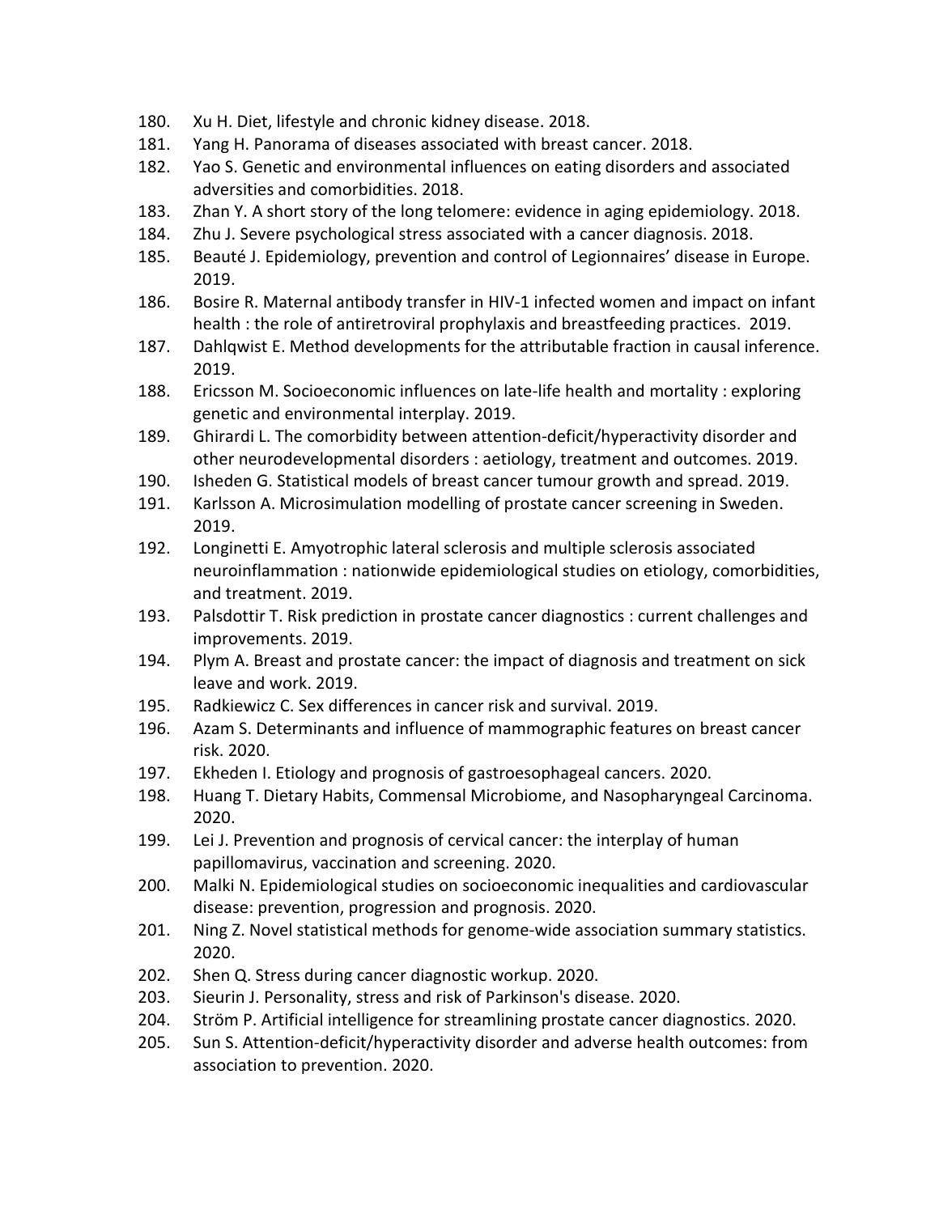180. Xu H. Diet, lifestyle and chronic kidney disease. 2018.
181. Yang H. Panorama of diseases associated with breast cancer. 2018.
182. Yao S. Genetic and environmental influences on eating disorders and associated adversities and comorbidities. 2018.
183. Zhan Y. A short story of the long telomere: evidence in aging epidemiology. 2018.
184. Zhu J. Severe psychological stress associated with a cancer diagnosis. 2018.
185. Beauté J. Epidemiology, prevention and control of Legionnaires' disease in Europe. 2019.
186. Bosire R. Maternal antibody transfer in HIV-1 infected women and impact on infant health : the role of antiretroviral prophylaxis and breastfeeding practices. 2019.
187. Dahlqwist E. Method developments for the attributable fraction in causal inference. 2019.
188. Ericsson M. Socioeconomic influences on late-life health and mortality : exploring genetic and environmental interplay. 2019.
189. Ghirardi L. The comorbidity between attention-deficit/hyperactivity disorder and other neurodevelopmental disorders : aetiology, treatment and outcomes. 2019.
190. Isheden G. Statistical models of breast cancer tumour growth and spread. 2019.
191. Karlsson A. Microsimulation modelling of prostate cancer screening in Sweden. 2019.
192. Longinetti E. Amyotrophic lateral sclerosis and multiple sclerosis associated neuroinflammation : nationwide epidemiological studies on etiology, comorbidities, and treatment. 2019.
193. Palsdottir T. Risk prediction in prostate cancer diagnostics : current challenges and improvements. 2019.
194. Plym A. Breast and prostate cancer: the impact of diagnosis and treatment on sick leave and work. 2019.
195. Radkiewicz C. Sex differences in cancer risk and survival. 2019.
196. Azam S. Determinants and influence of mammographic features on breast cancer risk. 2020.
197. Ekheden I. Etiology and prognosis of gastroesophageal cancers. 2020.
198. Huang T. Dietary Habits, Commensal Microbiome, and Nasopharyngeal Carcinoma. 2020.
199. Lei J. Prevention and prognosis of cervical cancer: the interplay of human papillomavirus, vaccination and screening. 2020.
200. Malki N. Epidemiological studies on socioeconomic inequalities and cardiovascular disease: prevention, progression and prognosis. 2020.
201. Ning Z. Novel statistical methods for genome-wide association summary statistics. 2020.
202. Shen Q. Stress during cancer diagnostic workup. 2020.
203. Sieurin J. Personality, stress and risk of Parkinson's disease. 2020.
204. Ström P. Artificial intelligence for streamlining prostate cancer diagnostics. 2020.
205. Sun S. Attention-deficit/hyperactivity disorder and adverse health outcomes: from association to prevention. 2020.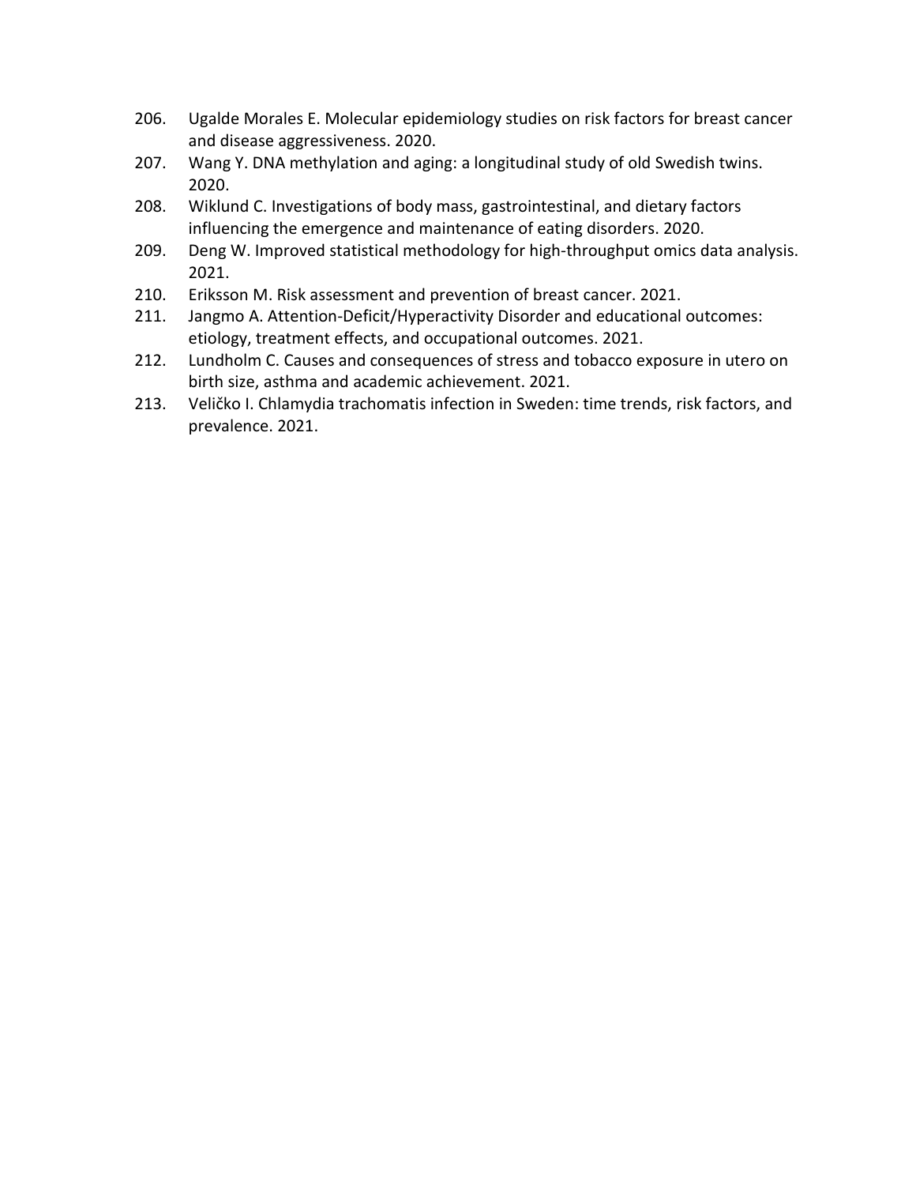206. Ugalde Morales E. Molecular epidemiology studies on risk factors for breast cancer and disease aggressiveness. 2020.
207. Wang Y. DNA methylation and aging: a longitudinal study of old Swedish twins. 2020.
208. Wiklund C. Investigations of body mass, gastrointestinal, and dietary factors influencing the emergence and maintenance of eating disorders. 2020.
209. Deng W. Improved statistical methodology for high-throughput omics data analysis. 2021.
210. Eriksson M. Risk assessment and prevention of breast cancer. 2021.
211. Jangmo A. Attention-Deficit/Hyperactivity Disorder and educational outcomes: etiology, treatment effects, and occupational outcomes. 2021.
212. Lundholm C. Causes and consequences of stress and tobacco exposure in utero on birth size, asthma and academic achievement. 2021.
213. Veličko I. Chlamydia trachomatis infection in Sweden: time trends, risk factors, and prevalence. 2021.